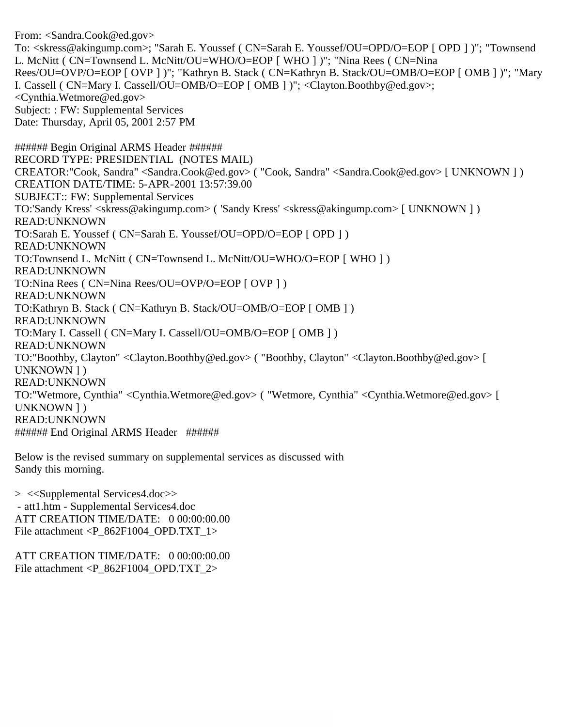From: <Sandra.Cook@ed.gov>
To: <skress@akingump.com>; "Sarah E. Youssef ( CN=Sarah E. Youssef/OU=OPD/O=EOP [ OPD ] )"; "Townsend L. McNitt ( CN=Townsend L. McNitt/OU=WHO/O=EOP [ WHO ] )"; "Nina Rees ( CN=Nina Rees/OU=OVP/O=EOP [ OVP ] )"; "Kathryn B. Stack ( CN=Kathryn B. Stack/OU=OMB/O=EOP [ OMB ] )"; "Mary I. Cassell ( CN=Mary I. Cassell/OU=OMB/O=EOP [ OMB ] )"; <Clayton.Boothby@ed.gov>; <Cynthia.Wetmore@ed.gov>
Subject: : FW: Supplemental Services
Date: Thursday, April 05, 2001 2:57 PM

###### Begin Original ARMS Header ######
RECORD TYPE: PRESIDENTIAL (NOTES MAIL)
CREATOR:"Cook, Sandra" <Sandra.Cook@ed.gov> ( "Cook, Sandra" <Sandra.Cook@ed.gov> [ UNKNOWN ] )
CREATION DATE/TIME: 5-APR-2001 13:57:39.00
SUBJECT:: FW: Supplemental Services
TO:'Sandy Kress' <skress@akingump.com> ( 'Sandy Kress' <skress@akingump.com> [ UNKNOWN ] )
READ:UNKNOWN
TO:Sarah E. Youssef ( CN=Sarah E. Youssef/OU=OPD/O=EOP [ OPD ] )
READ:UNKNOWN
TO:Townsend L. McNitt ( CN=Townsend L. McNitt/OU=WHO/O=EOP [ WHO ] )
READ:UNKNOWN
TO:Nina Rees ( CN=Nina Rees/OU=OVP/O=EOP [ OVP ] )
READ:UNKNOWN
TO:Kathryn B. Stack ( CN=Kathryn B. Stack/OU=OMB/O=EOP [ OMB ] )
READ:UNKNOWN
TO:Mary I. Cassell ( CN=Mary I. Cassell/OU=OMB/O=EOP [ OMB ] )
READ:UNKNOWN
TO:"Boothby, Clayton" <Clayton.Boothby@ed.gov> ( "Boothby, Clayton" <Clayton.Boothby@ed.gov> [ UNKNOWN ] )
READ:UNKNOWN
TO:"Wetmore, Cynthia" <Cynthia.Wetmore@ed.gov> ( "Wetmore, Cynthia" <Cynthia.Wetmore@ed.gov> [ UNKNOWN ] )
READ:UNKNOWN
###### End Original ARMS Header ######

Below is the revised summary on supplemental services as discussed with Sandy this morning.

> <<Supplemental Services4.doc>>
 - att1.htm - Supplemental Services4.doc
ATT CREATION TIME/DATE: 0 00:00:00.00
File attachment <P_862F1004_OPD.TXT_1>

ATT CREATION TIME/DATE: 0 00:00:00.00
File attachment <P_862F1004_OPD.TXT_2>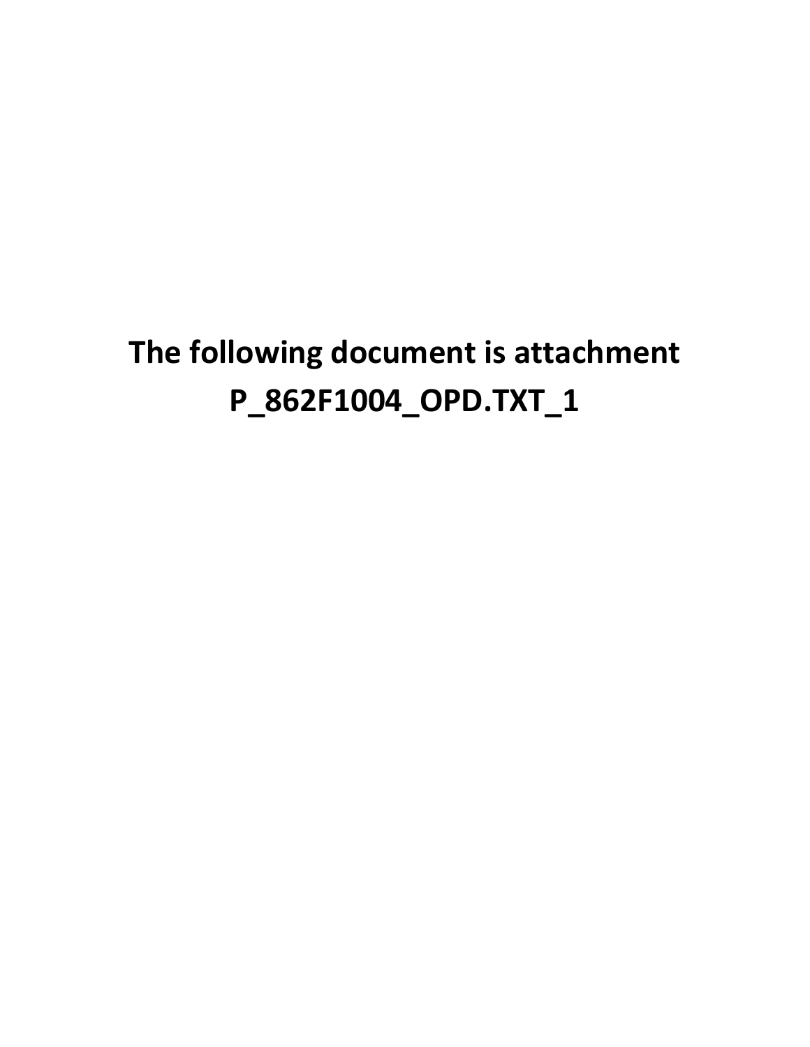**The following document is attachment P_862F1004_OPD.TXT_1**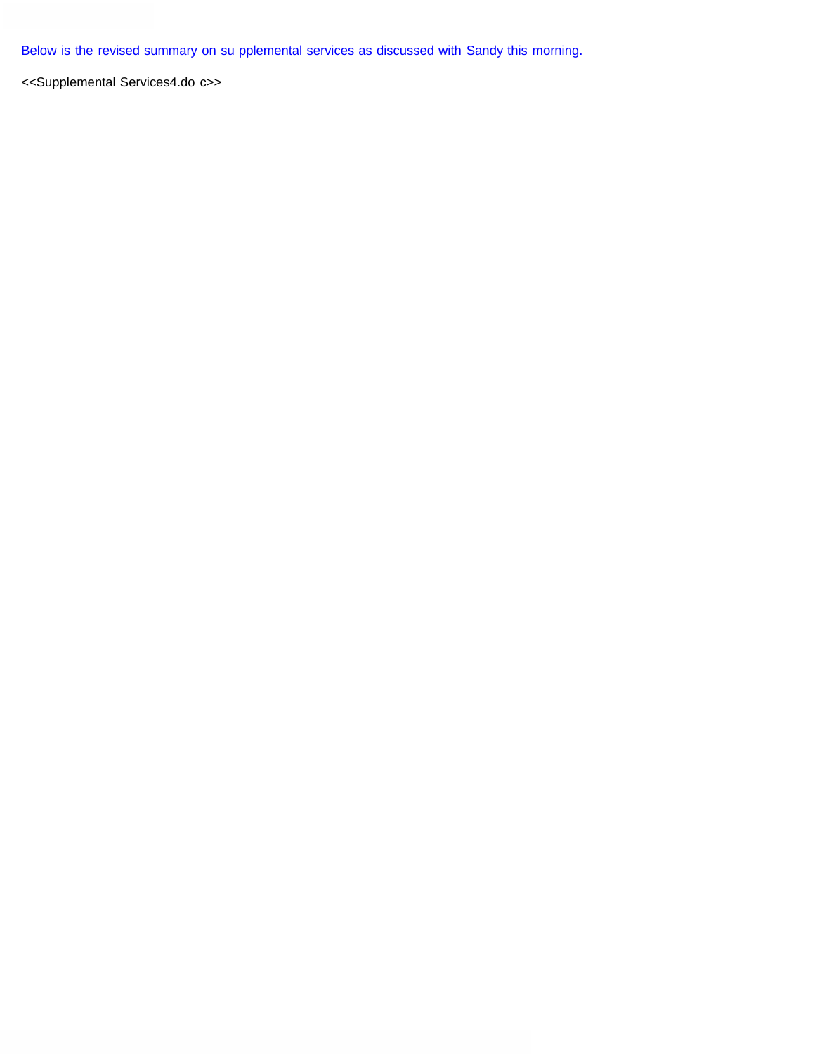Below is the revised summary on su pplemental services as discussed with Sandy this morning.

<<Supplemental Services4.do c>>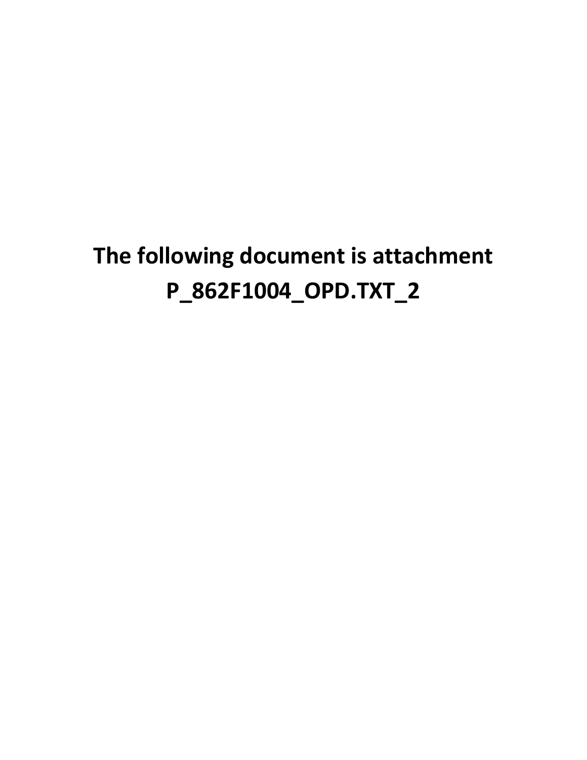**The following document is attachment P_862F1004_OPD.TXT_2**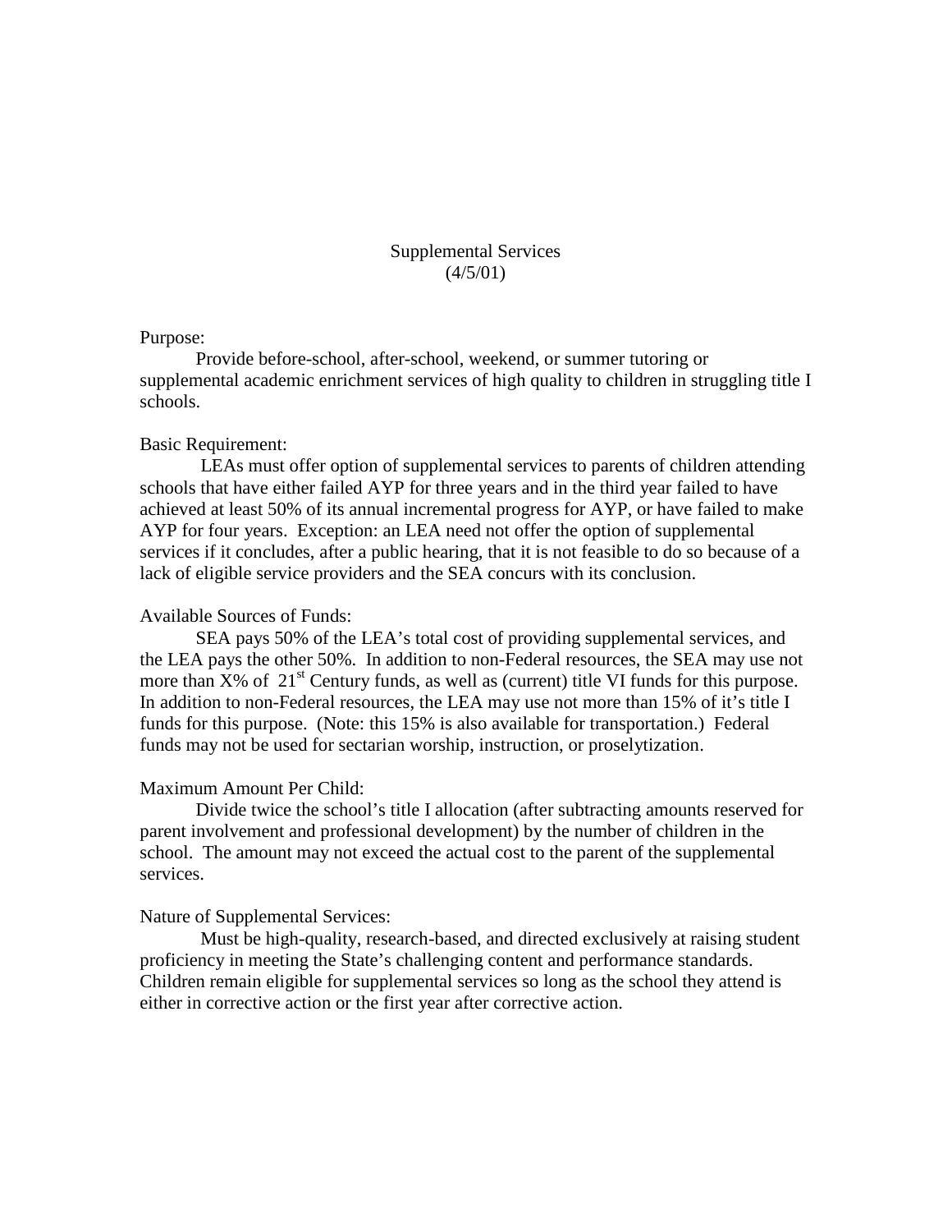# Supplemental Services
(4/5/01)

Purpose:

Provide before-school, after-school, weekend, or summer tutoring or supplemental academic enrichment services of high quality to children in struggling title I schools.

Basic Requirement:

LEAs must offer option of supplemental services to parents of children attending schools that have either failed AYP for three years and in the third year failed to have achieved at least 50% of its annual incremental progress for AYP, or have failed to make AYP for four years. Exception: an LEA need not offer the option of supplemental services if it concludes, after a public hearing, that it is not feasible to do so because of a lack of eligible service providers and the SEA concurs with its conclusion.

Available Sources of Funds:

SEA pays 50% of the LEA's total cost of providing supplemental services, and the LEA pays the other 50%. In addition to non-Federal resources, the SEA may use not more than X% of 21st Century funds, as well as (current) title VI funds for this purpose. In addition to non-Federal resources, the LEA may use not more than 15% of it's title I funds for this purpose. (Note: this 15% is also available for transportation.) Federal funds may not be used for sectarian worship, instruction, or proselytization.

Maximum Amount Per Child:

Divide twice the school's title I allocation (after subtracting amounts reserved for parent involvement and professional development) by the number of children in the school. The amount may not exceed the actual cost to the parent of the supplemental services.

Nature of Supplemental Services:

Must be high-quality, research-based, and directed exclusively at raising student proficiency in meeting the State's challenging content and performance standards. Children remain eligible for supplemental services so long as the school they attend is either in corrective action or the first year after corrective action.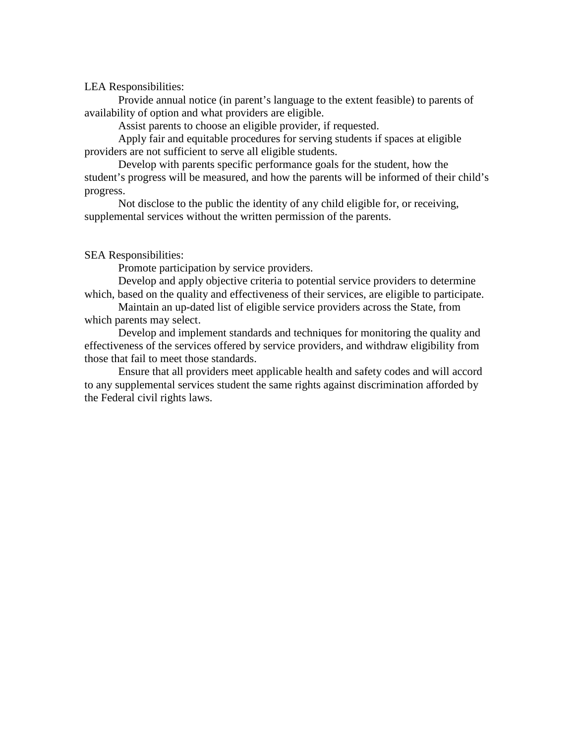LEA Responsibilities:

Provide annual notice (in parent's language to the extent feasible) to parents of availability of option and what providers are eligible.

Assist parents to choose an eligible provider, if requested.

Apply fair and equitable procedures for serving students if spaces at eligible providers are not sufficient to serve all eligible students.

Develop with parents specific performance goals for the student, how the student's progress will be measured, and how the parents will be informed of their child's progress.

Not disclose to the public the identity of any child eligible for, or receiving, supplemental services without the written permission of the parents.

SEA Responsibilities:

Promote participation by service providers.

Develop and apply objective criteria to potential service providers to determine which, based on the quality and effectiveness of their services, are eligible to participate.

Maintain an up-dated list of eligible service providers across the State, from which parents may select.

Develop and implement standards and techniques for monitoring the quality and effectiveness of the services offered by service providers, and withdraw eligibility from those that fail to meet those standards.

Ensure that all providers meet applicable health and safety codes and will accord to any supplemental services student the same rights against discrimination afforded by the Federal civil rights laws.